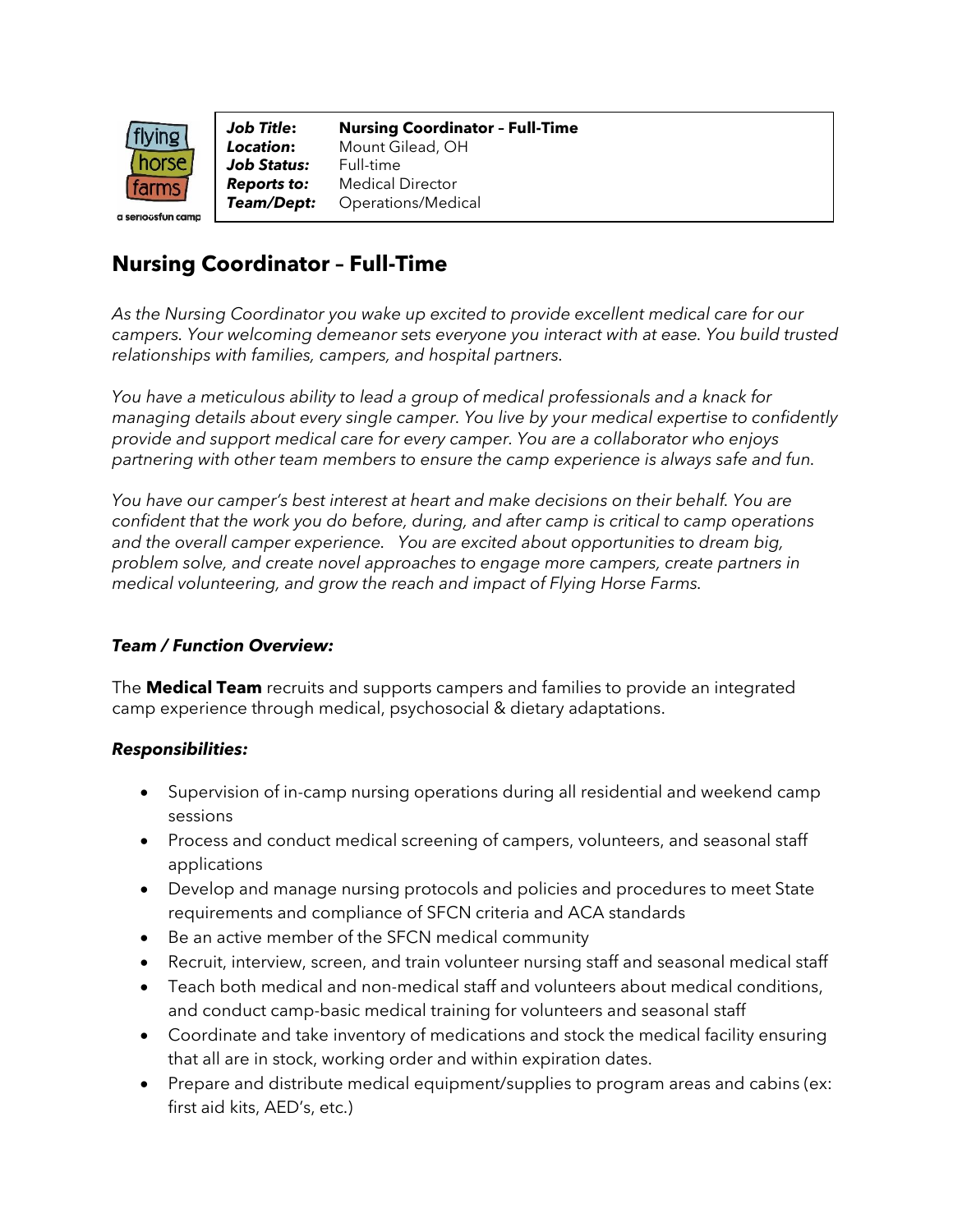| *Job Title:* | **Nursing Coordinator – Full-Time** |
| --- | --- |
| *Location:* | Mount Gilead, OH |
| *Job Status:* | Full-time |
| *Reports to:* | Medical Director |
| *Team/Dept:* | Operations/Medical |

# Nursing Coordinator – Full-Time

*As the Nursing Coordinator you wake up excited to provide excellent medical care for our campers. Your welcoming demeanor sets everyone you interact with at ease. You build trusted relationships with families, campers, and hospital partners.*

*You have a meticulous ability to lead a group of medical professionals and a knack for managing details about every single camper. You live by your medical expertise to confidently provide and support medical care for every camper. You are a collaborator who enjoys partnering with other team members to ensure the camp experience is always safe and fun.*

*You have our camper's best interest at heart and make decisions on their behalf. You are confident that the work you do before, during, and after camp is critical to camp operations and the overall camper experience. You are excited about opportunities to dream big, problem solve, and create novel approaches to engage more campers, create partners in medical volunteering, and grow the reach and impact of Flying Horse Farms.*

### *Team / Function Overview:*

The **Medical Team** recruits and supports campers and families to provide an integrated camp experience through medical, psychosocial & dietary adaptations.

### *Responsibilities:*

- Supervision of in-camp nursing operations during all residential and weekend camp sessions
- Process and conduct medical screening of campers, volunteers, and seasonal staff applications
- Develop and manage nursing protocols and policies and procedures to meet State requirements and compliance of SFCN criteria and ACA standards
- Be an active member of the SFCN medical community
- Recruit, interview, screen, and train volunteer nursing staff and seasonal medical staff
- Teach both medical and non-medical staff and volunteers about medical conditions, and conduct camp-basic medical training for volunteers and seasonal staff
- Coordinate and take inventory of medications and stock the medical facility ensuring that all are in stock, working order and within expiration dates.
- Prepare and distribute medical equipment/supplies to program areas and cabins (ex: first aid kits, AED's, etc.)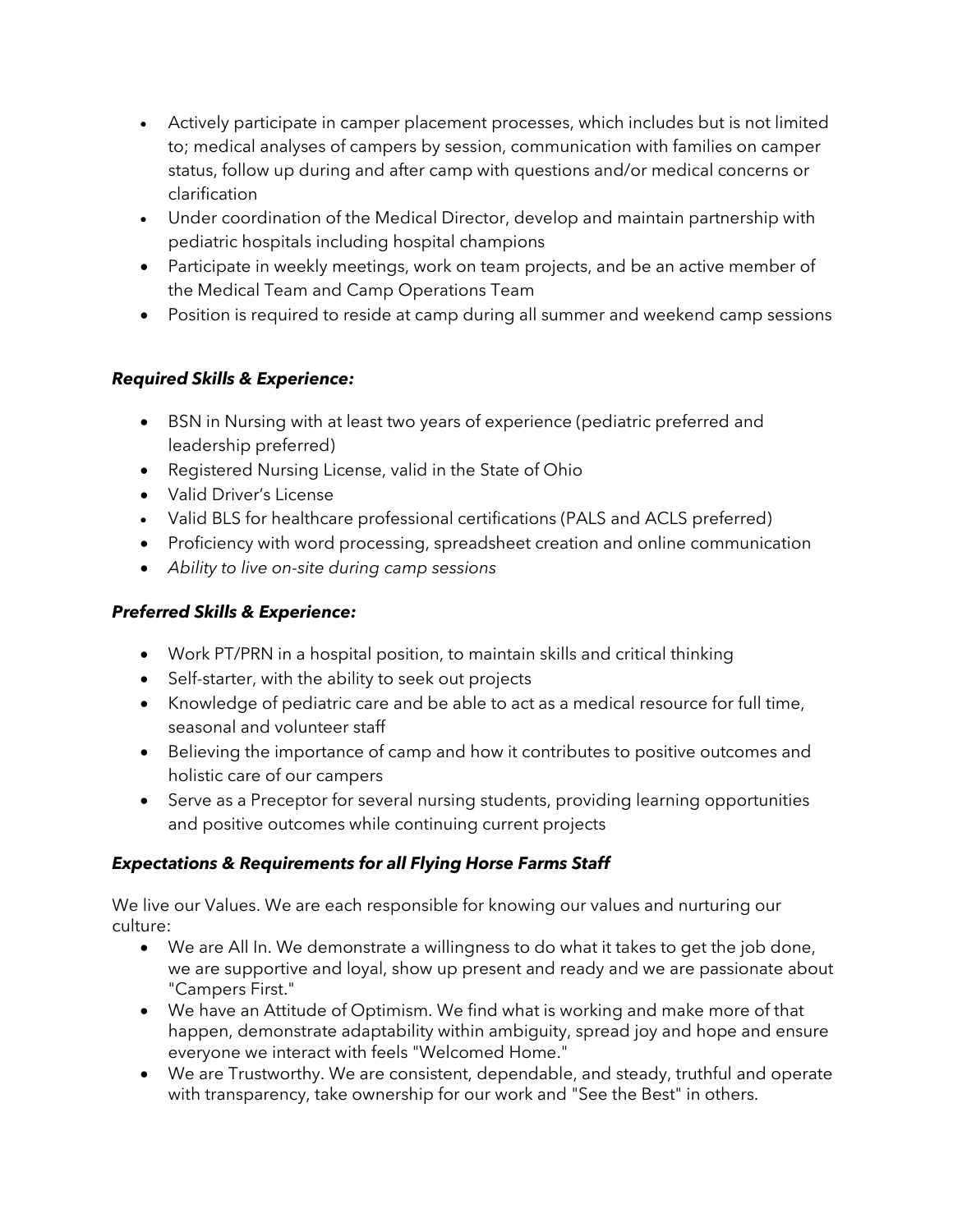- Actively participate in camper placement processes, which includes but is not limited to; medical analyses of campers by session, communication with families on camper status, follow up during and after camp with questions and/or medical concerns or clarification
- Under coordination of the Medical Director, develop and maintain partnership with pediatric hospitals including hospital champions
- Participate in weekly meetings, work on team projects, and be an active member of the Medical Team and Camp Operations Team
- Position is required to reside at camp during all summer and weekend camp sessions

***Required Skills & Experience:***

- BSN in Nursing with at least two years of experience (pediatric preferred and leadership preferred)
- Registered Nursing License, valid in the State of Ohio
- Valid Driver's License
- Valid BLS for healthcare professional certifications (PALS and ACLS preferred)
- Proficiency with word processing, spreadsheet creation and online communication
- *Ability to live on-site during camp sessions*

***Preferred Skills & Experience:***

- Work PT/PRN in a hospital position, to maintain skills and critical thinking
- Self-starter, with the ability to seek out projects
- Knowledge of pediatric care and be able to act as a medical resource for full time, seasonal and volunteer staff
- Believing the importance of camp and how it contributes to positive outcomes and holistic care of our campers
- Serve as a Preceptor for several nursing students, providing learning opportunities and positive outcomes while continuing current projects

***Expectations & Requirements for all Flying Horse Farms Staff***

We live our Values. We are each responsible for knowing our values and nurturing our culture:

- We are All In. We demonstrate a willingness to do what it takes to get the job done, we are supportive and loyal, show up present and ready and we are passionate about "Campers First."
- We have an Attitude of Optimism. We find what is working and make more of that happen, demonstrate adaptability within ambiguity, spread joy and hope and ensure everyone we interact with feels "Welcomed Home."
- We are Trustworthy. We are consistent, dependable, and steady, truthful and operate with transparency, take ownership for our work and "See the Best" in others.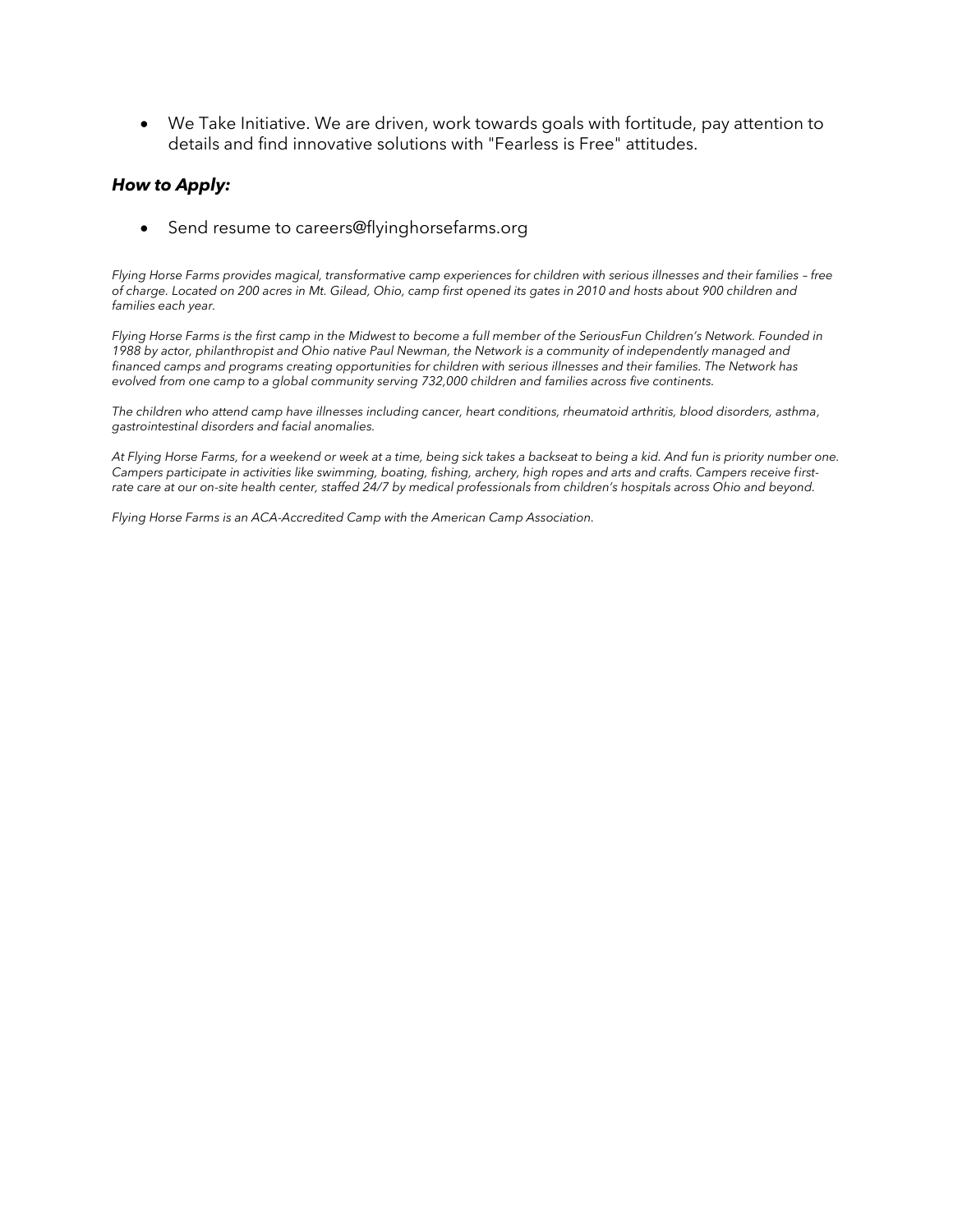- We Take Initiative. We are driven, work towards goals with fortitude, pay attention to details and find innovative solutions with "Fearless is Free" attitudes.

***How to Apply:***

- Send resume to careers@flyinghorsefarms.org

*Flying Horse Farms provides magical, transformative camp experiences for children with serious illnesses and their families – free of charge. Located on 200 acres in Mt. Gilead, Ohio, camp first opened its gates in 2010 and hosts about 900 children and families each year.*

*Flying Horse Farms is the first camp in the Midwest to become a full member of the SeriousFun Children's Network. Founded in 1988 by actor, philanthropist and Ohio native Paul Newman, the Network is a community of independently managed and financed camps and programs creating opportunities for children with serious illnesses and their families. The Network has evolved from one camp to a global community serving 732,000 children and families across five continents.*

*The children who attend camp have illnesses including cancer, heart conditions, rheumatoid arthritis, blood disorders, asthma, gastrointestinal disorders and facial anomalies.*

*At Flying Horse Farms, for a weekend or week at a time, being sick takes a backseat to being a kid. And fun is priority number one. Campers participate in activities like swimming, boating, fishing, archery, high ropes and arts and crafts. Campers receive first-rate care at our on-site health center, staffed 24/7 by medical professionals from children's hospitals across Ohio and beyond.*

*Flying Horse Farms is an ACA-Accredited Camp with the American Camp Association.*